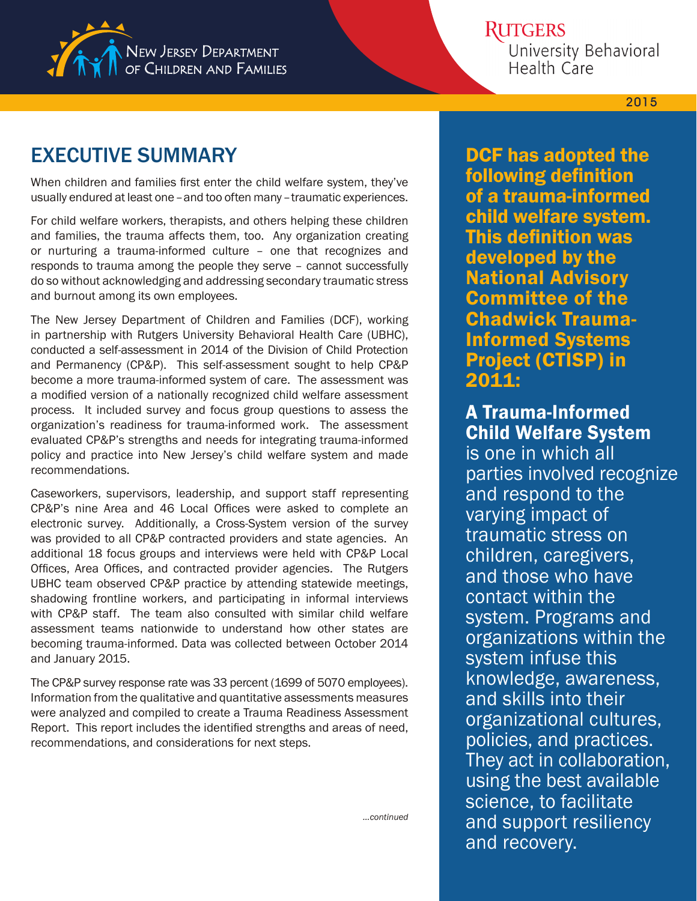New Jersey Department of Children and Families

Rutgers University Behavioral Health Care

2015

# EXECUTIVE SUMMARY

When children and families first enter the child welfare system, they've usually endured at least one – and too often many – traumatic experiences.

For child welfare workers, therapists, and others helping these children and families, the trauma affects them, too. Any organization creating or nurturing a trauma-informed culture – one that recognizes and responds to trauma among the people they serve – cannot successfully do so without acknowledging and addressing secondary traumatic stress and burnout among its own employees.

The New Jersey Department of Children and Families (DCF), working in partnership with Rutgers University Behavioral Health Care (UBHC), conducted a self-assessment in 2014 of the Division of Child Protection and Permanency (CP&P). This self-assessment sought to help CP&P become a more trauma-informed system of care. The assessment was a modified version of a nationally recognized child welfare assessment process. It included survey and focus group questions to assess the organization's readiness for trauma-informed work. The assessment evaluated CP&P's strengths and needs for integrating trauma-informed policy and practice into New Jersey's child welfare system and made recommendations.

Caseworkers, supervisors, leadership, and support staff representing CP&P's nine Area and 46 Local Offices were asked to complete an electronic survey. Additionally, a Cross-System version of the survey was provided to all CP&P contracted providers and state agencies. An additional 18 focus groups and interviews were held with CP&P Local Offices, Area Offices, and contracted provider agencies. The Rutgers UBHC team observed CP&P practice by attending statewide meetings, shadowing frontline workers, and participating in informal interviews with CP&P staff. The team also consulted with similar child welfare assessment teams nationwide to understand how other states are becoming trauma-informed. Data was collected between October 2014 and January 2015.

The CP&P survey response rate was 33 percent (1699 of 5070 employees). Information from the qualitative and quantitative assessments measures were analyzed and compiled to create a Trauma Readiness Assessment Report. This report includes the identified strengths and areas of need, recommendations, and considerations for next steps.

*...continued*

**DCF has adopted the following definition of a trauma-informed child welfare system. This definition was developed by the National Advisory Committee of the Chadwick Trauma-Informed Systems Project (CTISP) in 2011:**

**A Trauma-Informed Child Welfare System** is one in which all parties involved recognize and respond to the varying impact of traumatic stress on children, caregivers, and those who have contact within the system. Programs and organizations within the system infuse this knowledge, awareness, and skills into their organizational cultures, policies, and practices. They act in collaboration, using the best available science, to facilitate and support resiliency and recovery.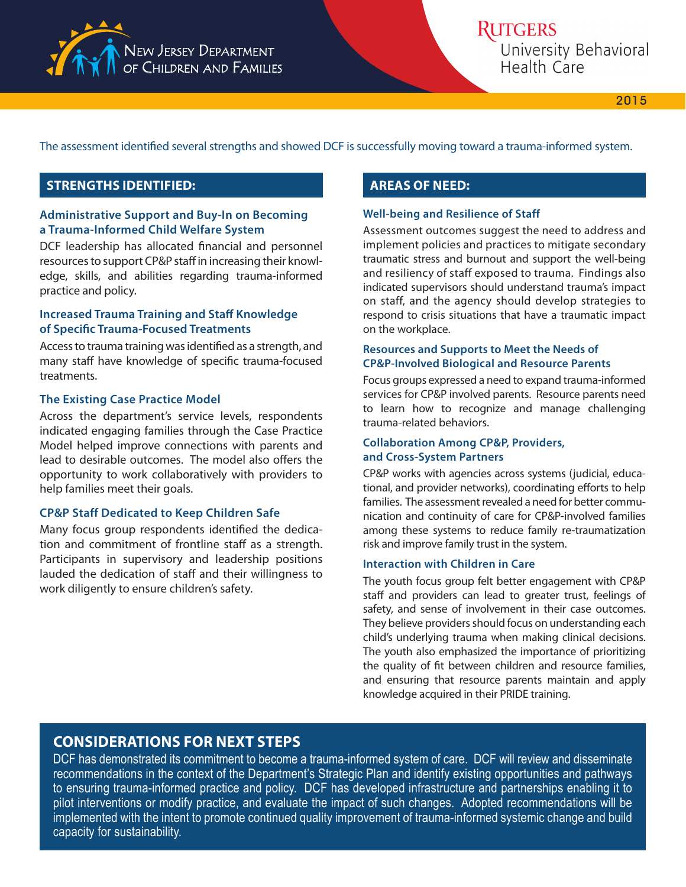The assessment identified several strengths and showed DCF is successfully moving toward a trauma-informed system.

## STRENGTHS IDENTIFIED:

### Administrative Support and Buy-In on Becoming a Trauma-Informed Child Welfare System

DCF leadership has allocated financial and personnel resources to support CP&P staff in increasing their knowledge, skills, and abilities regarding trauma-informed practice and policy.

### Increased Trauma Training and Staff Knowledge of Specific Trauma-Focused Treatments

Access to trauma training was identified as a strength, and many staff have knowledge of specific trauma-focused treatments.

### The Existing Case Practice Model

Across the department's service levels, respondents indicated engaging families through the Case Practice Model helped improve connections with parents and lead to desirable outcomes. The model also offers the opportunity to work collaboratively with providers to help families meet their goals.

### CP&P Staff Dedicated to Keep Children Safe

Many focus group respondents identified the dedication and commitment of frontline staff as a strength. Participants in supervisory and leadership positions lauded the dedication of staff and their willingness to work diligently to ensure children's safety.

## AREAS OF NEED:

### Well-being and Resilience of Staff

Assessment outcomes suggest the need to address and implement policies and practices to mitigate secondary traumatic stress and burnout and support the well-being and resiliency of staff exposed to trauma. Findings also indicated supervisors should understand trauma's impact on staff, and the agency should develop strategies to respond to crisis situations that have a traumatic impact on the workplace.

### Resources and Supports to Meet the Needs of CP&P-Involved Biological and Resource Parents

Focus groups expressed a need to expand trauma-informed services for CP&P involved parents. Resource parents need to learn how to recognize and manage challenging trauma-related behaviors.

### Collaboration Among CP&P, Providers, and Cross-System Partners

CP&P works with agencies across systems (judicial, educational, and provider networks), coordinating efforts to help families. The assessment revealed a need for better communication and continuity of care for CP&P-involved families among these systems to reduce family re-traumatization risk and improve family trust in the system.

### Interaction with Children in Care

The youth focus group felt better engagement with CP&P staff and providers can lead to greater trust, feelings of safety, and sense of involvement in their case outcomes. They believe providers should focus on understanding each child's underlying trauma when making clinical decisions. The youth also emphasized the importance of prioritizing the quality of fit between children and resource families, and ensuring that resource parents maintain and apply knowledge acquired in their PRIDE training.

## CONSIDERATIONS FOR NEXT STEPS

DCF has demonstrated its commitment to become a trauma-informed system of care. DCF will review and disseminate recommendations in the context of the Department's Strategic Plan and identify existing opportunities and pathways to ensuring trauma-informed practice and policy. DCF has developed infrastructure and partnerships enabling it to pilot interventions or modify practice, and evaluate the impact of such changes. Adopted recommendations will be implemented with the intent to promote continued quality improvement of trauma-informed systemic change and build capacity for sustainability.